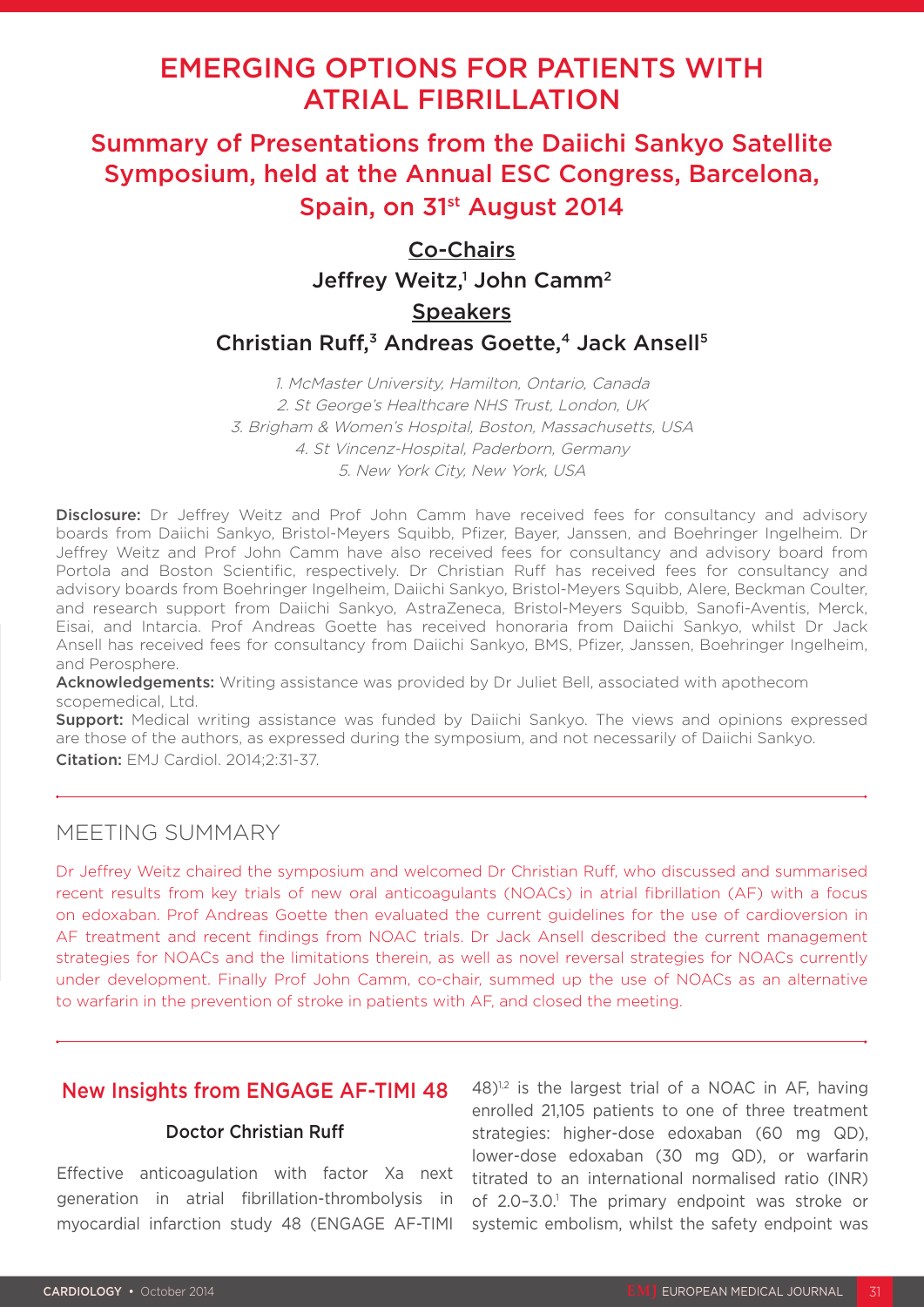# EMERGING OPTIONS FOR PATIENTS WITH ATRIAL FIBRILLATION

## Summary of Presentations from the Daiichi Sankyo Satellite Symposium, held at the Annual ESC Congress, Barcelona, Spain, on 31st August 2014

**Co-Chairs**

**Jeffrey Weitz,[1] John Camm[2]**

**Speakers**

**Christian Ruff,[3] Andreas Goette,[4] Jack Ansell[5]**

*1. McMaster University, Hamilton, Ontario, Canada*
*2. St George's Healthcare NHS Trust, London, UK*
*3. Brigham & Women's Hospital, Boston, Massachusetts, USA*
*4. St Vincenz-Hospital, Paderborn, Germany*
*5. New York City, New York, USA*

**Disclosure:** Dr Jeffrey Weitz and Prof John Camm have received fees for consultancy and advisory boards from Daiichi Sankyo, Bristol-Meyers Squibb, Pfizer, Bayer, Janssen, and Boehringer Ingelheim. Dr Jeffrey Weitz and Prof John Camm have also received fees for consultancy and advisory board from Portola and Boston Scientific, respectively. Dr Christian Ruff has received fees for consultancy and advisory boards from Boehringer Ingelheim, Daiichi Sankyo, Bristol-Meyers Squibb, Alere, Beckman Coulter, and research support from Daiichi Sankyo, AstraZeneca, Bristol-Meyers Squibb, Sanofi-Aventis, Merck, Eisai, and Intarcia. Prof Andreas Goette has received honoraria from Daiichi Sankyo, whilst Dr Jack Ansell has received fees for consultancy from Daiichi Sankyo, BMS, Pfizer, Janssen, Boehringer Ingelheim, and Perosphere.
**Acknowledgements:** Writing assistance was provided by Dr Juliet Bell, associated with apothecom scopemedical, Ltd.
**Support:** Medical writing assistance was funded by Daiichi Sankyo. The views and opinions expressed are those of the authors, as expressed during the symposium, and not necessarily of Daiichi Sankyo.
**Citation:** EMJ Cardiol. 2014;2:31-37.

## MEETING SUMMARY

Dr Jeffrey Weitz chaired the symposium and welcomed Dr Christian Ruff, who discussed and summarised recent results from key trials of new oral anticoagulants (NOACs) in atrial fibrillation (AF) with a focus on edoxaban. Prof Andreas Goette then evaluated the current guidelines for the use of cardioversion in AF treatment and recent findings from NOAC trials. Dr Jack Ansell described the current management strategies for NOACs and the limitations therein, as well as novel reversal strategies for NOACs currently under development. Finally Prof John Camm, co-chair, summed up the use of NOACs as an alternative to warfarin in the prevention of stroke in patients with AF, and closed the meeting.

## New Insights from ENGAGE AF-TIMI 48

### Doctor Christian Ruff

Effective anticoagulation with factor Xa next generation in atrial fibrillation-thrombolysis in myocardial infarction study 48 (ENGAGE AF-TIMI 48)[1,2] is the largest trial of a NOAC in AF, having enrolled 21,105 patients to one of three treatment strategies: higher-dose edoxaban (60 mg QD), lower-dose edoxaban (30 mg QD), or warfarin titrated to an international normalised ratio (INR) of 2.0–3.0.[1] The primary endpoint was stroke or systemic embolism, whilst the safety endpoint was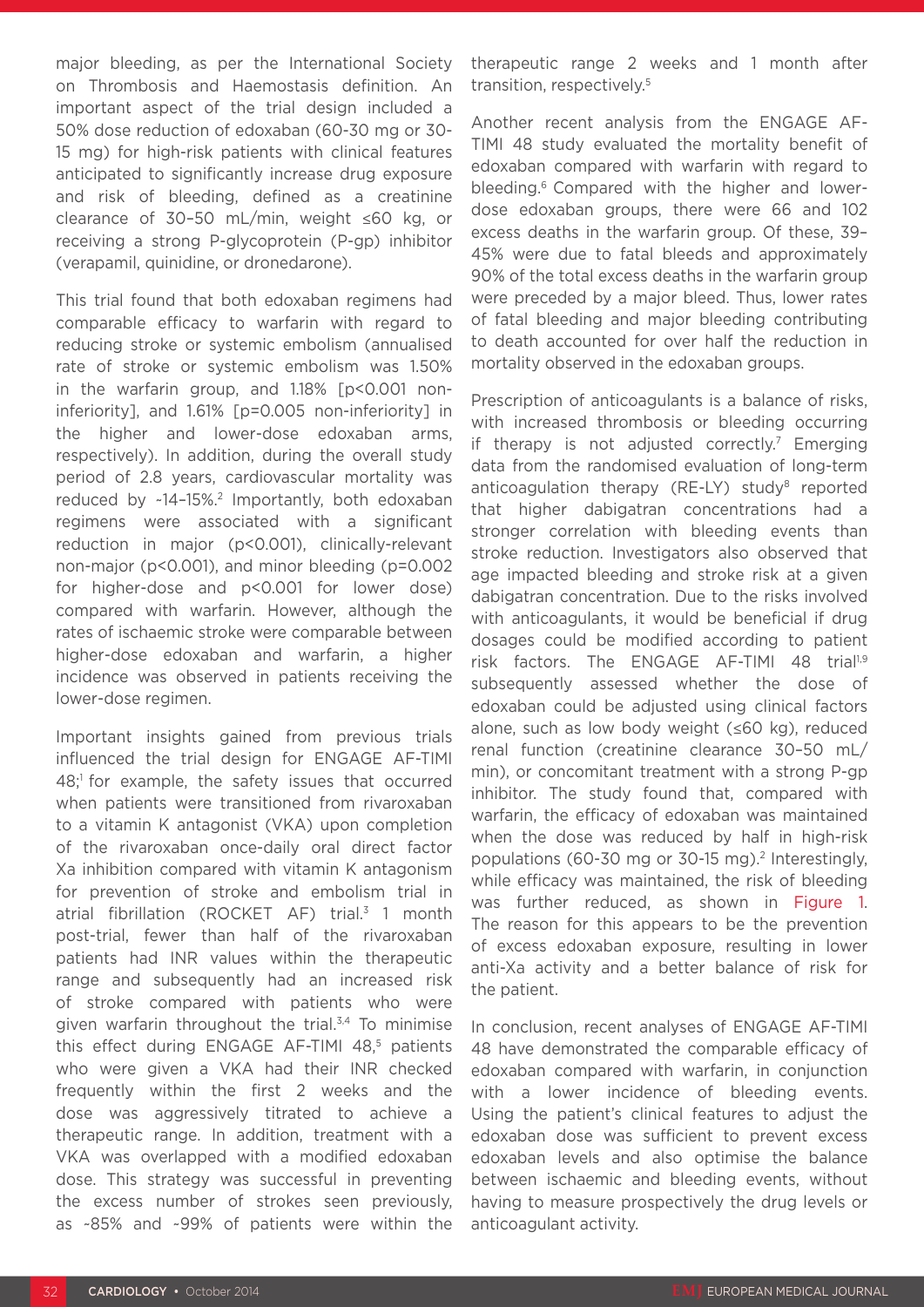major bleeding, as per the International Society on Thrombosis and Haemostasis definition. An important aspect of the trial design included a 50% dose reduction of edoxaban (60-30 mg or 30-15 mg) for high-risk patients with clinical features anticipated to significantly increase drug exposure and risk of bleeding, defined as a creatinine clearance of 30–50 mL/min, weight ≤60 kg, or receiving a strong P-glycoprotein (P-gp) inhibitor (verapamil, quinidine, or dronedarone).

This trial found that both edoxaban regimens had comparable efficacy to warfarin with regard to reducing stroke or systemic embolism (annualised rate of stroke or systemic embolism was 1.50% in the warfarin group, and 1.18% [p<0.001 non-inferiority], and 1.61% [p=0.005 non-inferiority] in the higher and lower-dose edoxaban arms, respectively). In addition, during the overall study period of 2.8 years, cardiovascular mortality was reduced by ~14–15%.[2] Importantly, both edoxaban regimens were associated with a significant reduction in major (p<0.001), clinically-relevant non-major (p<0.001), and minor bleeding (p=0.002 for higher-dose and p<0.001 for lower dose) compared with warfarin. However, although the rates of ischaemic stroke were comparable between higher-dose edoxaban and warfarin, a higher incidence was observed in patients receiving the lower-dose regimen.

Important insights gained from previous trials influenced the trial design for ENGAGE AF-TIMI 48;[1] for example, the safety issues that occurred when patients were transitioned from rivaroxaban to a vitamin K antagonist (VKA) upon completion of the rivaroxaban once-daily oral direct factor Xa inhibition compared with vitamin K antagonism for prevention of stroke and embolism trial in atrial fibrillation (ROCKET AF) trial.[3] 1 month post-trial, fewer than half of the rivaroxaban patients had INR values within the therapeutic range and subsequently had an increased risk of stroke compared with patients who were given warfarin throughout the trial.[3,4] To minimise this effect during ENGAGE AF-TIMI 48,[5] patients who were given a VKA had their INR checked frequently within the first 2 weeks and the dose was aggressively titrated to achieve a therapeutic range. In addition, treatment with a VKA was overlapped with a modified edoxaban dose. This strategy was successful in preventing the excess number of strokes seen previously, as ~85% and ~99% of patients were within the therapeutic range 2 weeks and 1 month after transition, respectively.[5]

Another recent analysis from the ENGAGE AF-TIMI 48 study evaluated the mortality benefit of edoxaban compared with warfarin with regard to bleeding.[6] Compared with the higher and lower-dose edoxaban groups, there were 66 and 102 excess deaths in the warfarin group. Of these, 39–45% were due to fatal bleeds and approximately 90% of the total excess deaths in the warfarin group were preceded by a major bleed. Thus, lower rates of fatal bleeding and major bleeding contributing to death accounted for over half the reduction in mortality observed in the edoxaban groups.

Prescription of anticoagulants is a balance of risks, with increased thrombosis or bleeding occurring if therapy is not adjusted correctly.[7] Emerging data from the randomised evaluation of long-term anticoagulation therapy (RE-LY) study[8] reported that higher dabigatran concentrations had a stronger correlation with bleeding events than stroke reduction. Investigators also observed that age impacted bleeding and stroke risk at a given dabigatran concentration. Due to the risks involved with anticoagulants, it would be beneficial if drug dosages could be modified according to patient risk factors. The ENGAGE AF-TIMI 48 trial[1,9] subsequently assessed whether the dose of edoxaban could be adjusted using clinical factors alone, such as low body weight (≤60 kg), reduced renal function (creatinine clearance 30–50 mL/min), or concomitant treatment with a strong P-gp inhibitor. The study found that, compared with warfarin, the efficacy of edoxaban was maintained when the dose was reduced by half in high-risk populations (60-30 mg or 30-15 mg).[2] Interestingly, while efficacy was maintained, the risk of bleeding was further reduced, as shown in Figure 1. The reason for this appears to be the prevention of excess edoxaban exposure, resulting in lower anti-Xa activity and a better balance of risk for the patient.

In conclusion, recent analyses of ENGAGE AF-TIMI 48 have demonstrated the comparable efficacy of edoxaban compared with warfarin, in conjunction with a lower incidence of bleeding events. Using the patient's clinical features to adjust the edoxaban dose was sufficient to prevent excess edoxaban levels and also optimise the balance between ischaemic and bleeding events, without having to measure prospectively the drug levels or anticoagulant activity.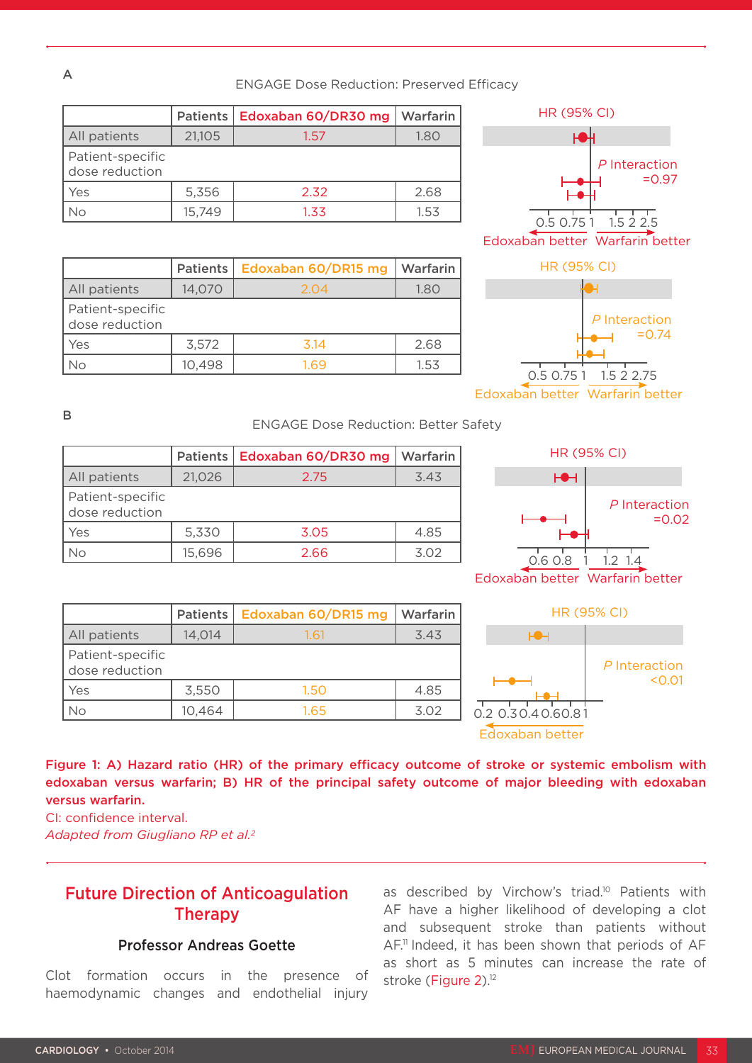A

ENGAGE Dose Reduction: Preserved Efficacy

| | Patients | Edoxaban 60/DR30 mg | Warfarin |
|---|---|---|---|
| All patients | 21,105 | 1.57 | 1.80 |
| Patient-specific dose reduction | | | |
| Yes | 5,356 | 2.32 | 2.68 |
| No | 15,749 | 1.33 | 1.53 |

HR (95% CI)

*P* Interaction =0.97

0.5 0.75 1 1.5 2 2.5

Edoxaban better Warfarin better

| | Patients | Edoxaban 60/DR15 mg | Warfarin |
|---|---|---|---|
| All patients | 14,070 | 2.04 | 1.80 |
| Patient-specific dose reduction | | | |
| Yes | 3,572 | 3.14 | 2.68 |
| No | 10,498 | 1.69 | 1.53 |

HR (95% CI)

*P* Interaction =0.74

0.5 0.75 1 1.5 2 2.75

Edoxaban better Warfarin better

B

ENGAGE Dose Reduction: Better Safety

| | Patients | Edoxaban 60/DR30 mg | Warfarin |
|---|---|---|---|
| All patients | 21,026 | 2.75 | 3.43 |
| Patient-specific dose reduction | | | |
| Yes | 5,330 | 3.05 | 4.85 |
| No | 15,696 | 2.66 | 3.02 |

HR (95% CI)

*P* Interaction =0.02

0.6 0.8 1 1.2 1.4

Edoxaban better Warfarin better

| | Patients | Edoxaban 60/DR15 mg | Warfarin |
|---|---|---|---|
| All patients | 14,014 | 1.61 | 3.43 |
| Patient-specific dose reduction | | | |
| Yes | 3,550 | 1.50 | 4.85 |
| No | 10,464 | 1.65 | 3.02 |

HR (95% CI)

*P* Interaction <0.01

0.2 0.3 0.4 0.6 0.8 1

Edoxaban better

**Figure 1: A) Hazard ratio (HR) of the primary efficacy outcome of stroke or systemic embolism with edoxaban versus warfarin; B) HR of the principal safety outcome of major bleeding with edoxaban versus warfarin.**

CI: confidence interval.

*Adapted from Giugliano RP et al.*[2]

## Future Direction of Anticoagulation Therapy

### Professor Andreas Goette

Clot formation occurs in the presence of haemodynamic changes and endothelial injury as described by Virchow's triad.[10] Patients with AF have a higher likelihood of developing a clot and subsequent stroke than patients without AF.[11] Indeed, it has been shown that periods of AF as short as 5 minutes can increase the rate of stroke (Figure 2).[12]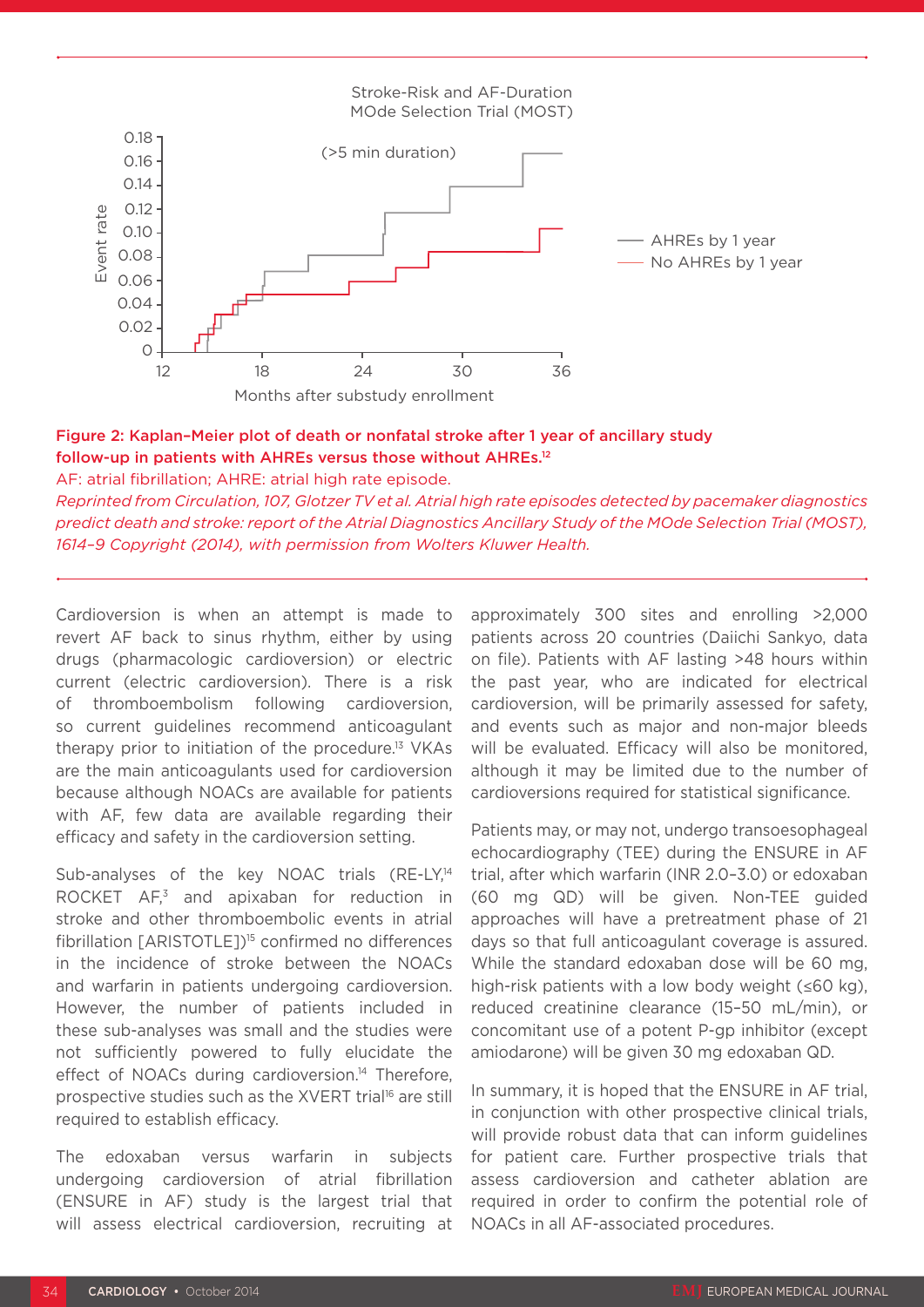Stroke-Risk and AF-Duration
MOde Selection Trial (MOST)

(>5 min duration)

Event rate

0.18
0.16
0.14
0.12
0.10
0.08
0.06
0.04
0.02
0

12
18
24
30
36

Months after substudy enrollment

AHREs by 1 year
No AHREs by 1 year

**Figure 2: Kaplan–Meier plot of death or nonfatal stroke after 1 year of ancillary study follow-up in patients with AHREs versus those without AHREs.[12]**

AF: atrial fibrillation; AHRE: atrial high rate episode.

*Reprinted from Circulation, 107, Glotzer TV et al. Atrial high rate episodes detected by pacemaker diagnostics predict death and stroke: report of the Atrial Diagnostics Ancillary Study of the MOde Selection Trial (MOST), 1614–9 Copyright (2014), with permission from Wolters Kluwer Health.*

Cardioversion is when an attempt is made to revert AF back to sinus rhythm, either by using drugs (pharmacologic cardioversion) or electric current (electric cardioversion). There is a risk of thromboembolism following cardioversion, so current guidelines recommend anticoagulant therapy prior to initiation of the procedure.[13] VKAs are the main anticoagulants used for cardioversion because although NOACs are available for patients with AF, few data are available regarding their efficacy and safety in the cardioversion setting.

Sub-analyses of the key NOAC trials (RE-LY,[14] ROCKET AF,[3] and apixaban for reduction in stroke and other thromboembolic events in atrial fibrillation [ARISTOTLE])[15] confirmed no differences in the incidence of stroke between the NOACs and warfarin in patients undergoing cardioversion. However, the number of patients included in these sub-analyses was small and the studies were not sufficiently powered to fully elucidate the effect of NOACs during cardioversion.[14] Therefore, prospective studies such as the XVERT trial[16] are still required to establish efficacy.

The edoxaban versus warfarin in subjects undergoing cardioversion of atrial fibrillation (ENSURE in AF) study is the largest trial that will assess electrical cardioversion, recruiting at approximately 300 sites and enrolling >2,000 patients across 20 countries (Daiichi Sankyo, data on file). Patients with AF lasting >48 hours within the past year, who are indicated for electrical cardioversion, will be primarily assessed for safety, and events such as major and non-major bleeds will be evaluated. Efficacy will also be monitored, although it may be limited due to the number of cardioversions required for statistical significance.

Patients may, or may not, undergo transoesophageal echocardiography (TEE) during the ENSURE in AF trial, after which warfarin (INR 2.0–3.0) or edoxaban (60 mg QD) will be given. Non-TEE guided approaches will have a pretreatment phase of 21 days so that full anticoagulant coverage is assured. While the standard edoxaban dose will be 60 mg, high-risk patients with a low body weight (≤60 kg), reduced creatinine clearance (15–50 mL/min), or concomitant use of a potent P-gp inhibitor (except amiodarone) will be given 30 mg edoxaban QD.

In summary, it is hoped that the ENSURE in AF trial, in conjunction with other prospective clinical trials, will provide robust data that can inform guidelines for patient care. Further prospective trials that assess cardioversion and catheter ablation are required in order to confirm the potential role of NOACs in all AF-associated procedures.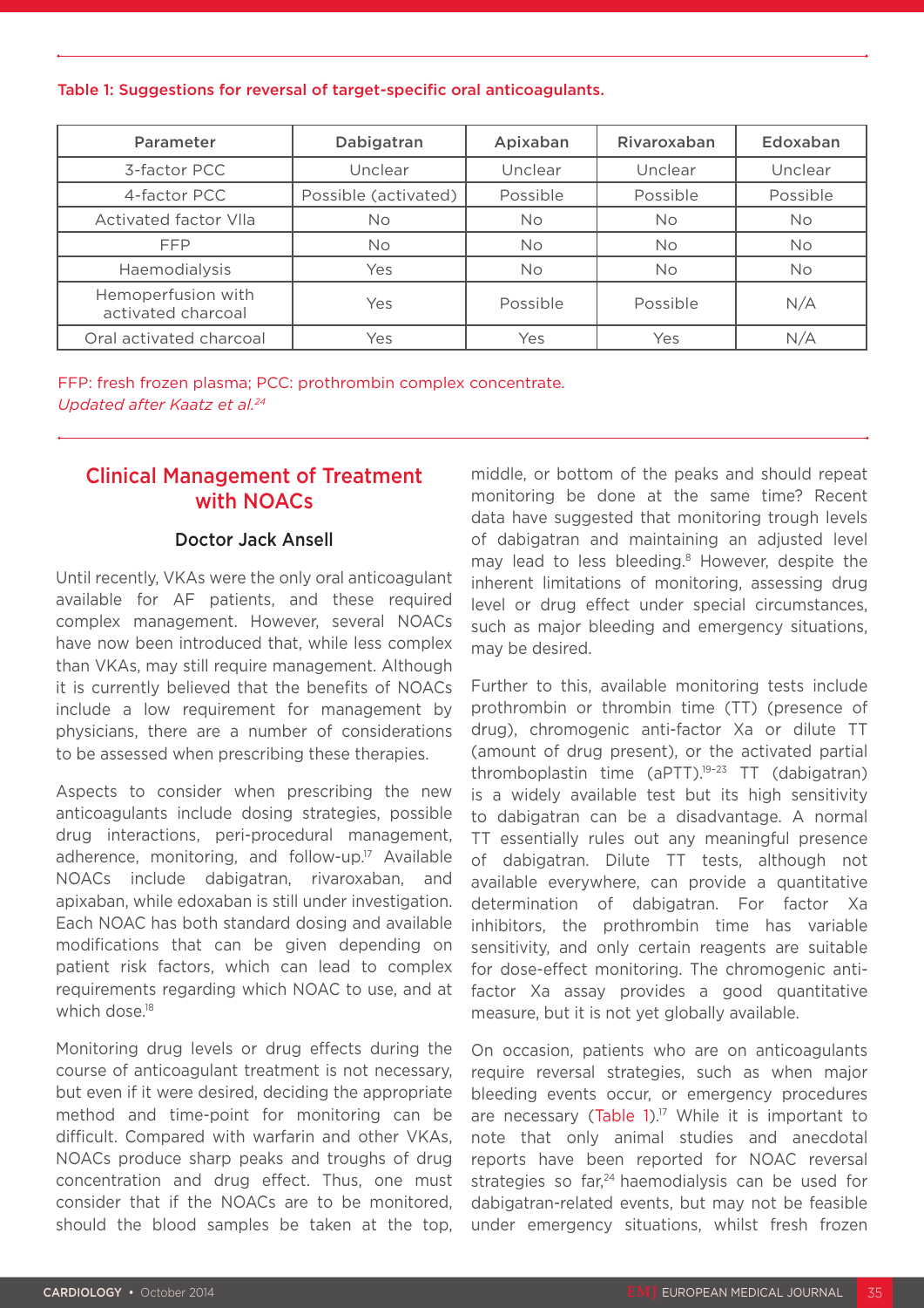Table 1: Suggestions for reversal of target-specific oral anticoagulants.

| Parameter | Dabigatran | Apixaban | Rivaroxaban | Edoxaban |
|---|---|---|---|---|
| 3-factor PCC | Unclear | Unclear | Unclear | Unclear |
| 4-factor PCC | Possible (activated) | Possible | Possible | Possible |
| Activated factor VIIa | No | No | No | No |
| FFP | No | No | No | No |
| Haemodialysis | Yes | No | No | No |
| Hemoperfusion with activated charcoal | Yes | Possible | Possible | N/A |
| Oral activated charcoal | Yes | Yes | Yes | N/A |

FFP: fresh frozen plasma; PCC: prothrombin complex concentrate.
*Updated after Kaatz et al.[24]*

## Clinical Management of Treatment with NOACs

### Doctor Jack Ansell

Until recently, VKAs were the only oral anticoagulant available for AF patients, and these required complex management. However, several NOACs have now been introduced that, while less complex than VKAs, may still require management. Although it is currently believed that the benefits of NOACs include a low requirement for management by physicians, there are a number of considerations to be assessed when prescribing these therapies.

Aspects to consider when prescribing the new anticoagulants include dosing strategies, possible drug interactions, peri-procedural management, adherence, monitoring, and follow-up.[17] Available NOACs include dabigatran, rivaroxaban, and apixaban, while edoxaban is still under investigation. Each NOAC has both standard dosing and available modifications that can be given depending on patient risk factors, which can lead to complex requirements regarding which NOAC to use, and at which dose.[18]

Monitoring drug levels or drug effects during the course of anticoagulant treatment is not necessary, but even if it were desired, deciding the appropriate method and time-point for monitoring can be difficult. Compared with warfarin and other VKAs, NOACs produce sharp peaks and troughs of drug concentration and drug effect. Thus, one must consider that if the NOACs are to be monitored, should the blood samples be taken at the top, middle, or bottom of the peaks and should repeat monitoring be done at the same time? Recent data have suggested that monitoring trough levels of dabigatran and maintaining an adjusted level may lead to less bleeding.[8] However, despite the inherent limitations of monitoring, assessing drug level or drug effect under special circumstances, such as major bleeding and emergency situations, may be desired.

Further to this, available monitoring tests include prothrombin or thrombin time (TT) (presence of drug), chromogenic anti-factor Xa or dilute TT (amount of drug present), or the activated partial thromboplastin time (aPTT).[19-23] TT (dabigatran) is a widely available test but its high sensitivity to dabigatran can be a disadvantage. A normal TT essentially rules out any meaningful presence of dabigatran. Dilute TT tests, although not available everywhere, can provide a quantitative determination of dabigatran. For factor Xa inhibitors, the prothrombin time has variable sensitivity, and only certain reagents are suitable for dose-effect monitoring. The chromogenic anti-factor Xa assay provides a good quantitative measure, but it is not yet globally available.

On occasion, patients who are on anticoagulants require reversal strategies, such as when major bleeding events occur, or emergency procedures are necessary (Table 1).[17] While it is important to note that only animal studies and anecdotal reports have been reported for NOAC reversal strategies so far,[24] haemodialysis can be used for dabigatran-related events, but may not be feasible under emergency situations, whilst fresh frozen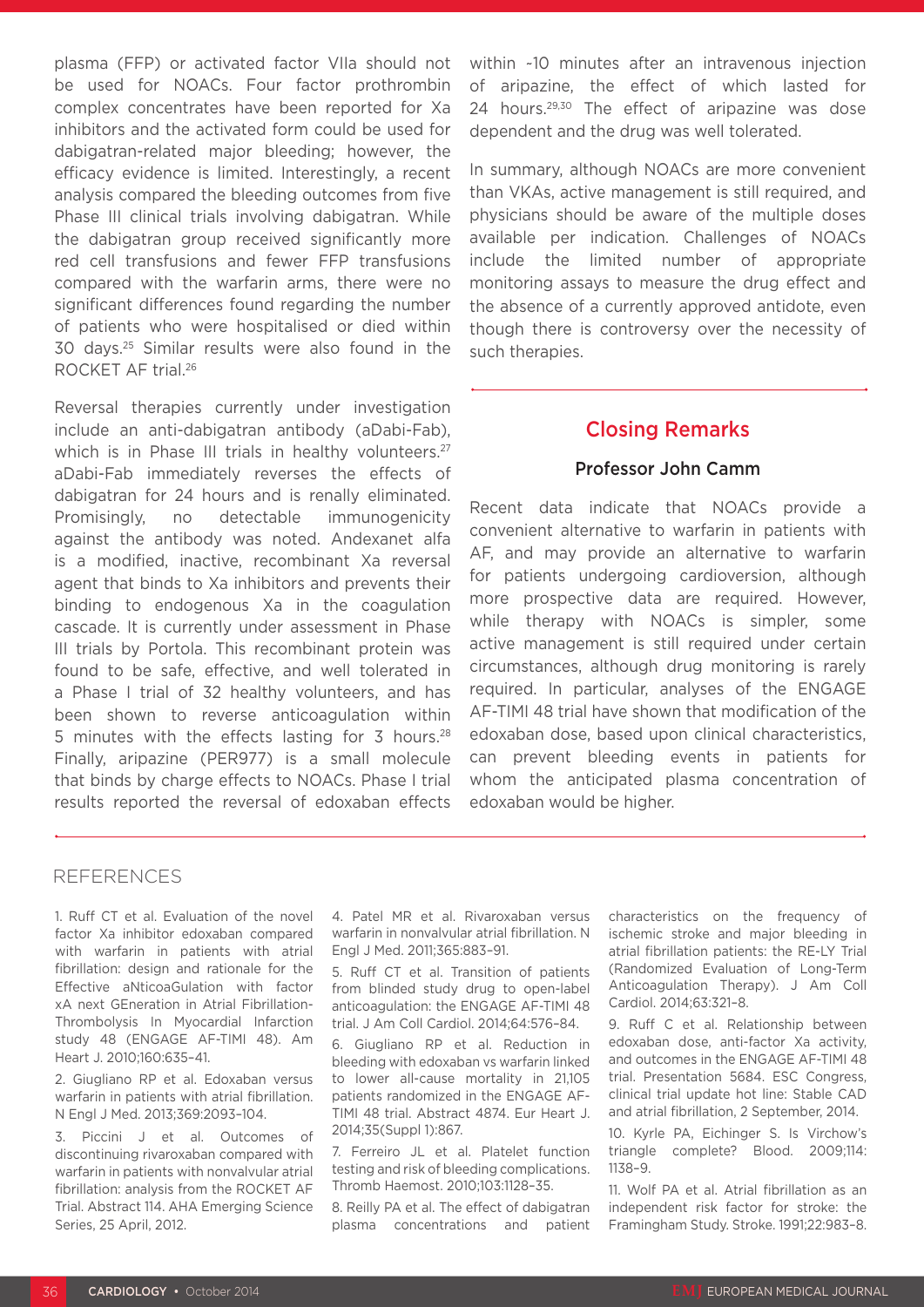plasma (FFP) or activated factor VIIa should not be used for NOACs. Four factor prothrombin complex concentrates have been reported for Xa inhibitors and the activated form could be used for dabigatran-related major bleeding; however, the efficacy evidence is limited. Interestingly, a recent analysis compared the bleeding outcomes from five Phase III clinical trials involving dabigatran. While the dabigatran group received significantly more red cell transfusions and fewer FFP transfusions compared with the warfarin arms, there were no significant differences found regarding the number of patients who were hospitalised or died within 30 days.[25] Similar results were also found in the ROCKET AF trial.[26]

Reversal therapies currently under investigation include an anti-dabigatran antibody (aDabi-Fab), which is in Phase III trials in healthy volunteers.[27] aDabi-Fab immediately reverses the effects of dabigatran for 24 hours and is renally eliminated. Promisingly, no detectable immunogenicity against the antibody was noted. Andexanet alfa is a modified, inactive, recombinant Xa reversal agent that binds to Xa inhibitors and prevents their binding to endogenous Xa in the coagulation cascade. It is currently under assessment in Phase III trials by Portola. This recombinant protein was found to be safe, effective, and well tolerated in a Phase I trial of 32 healthy volunteers, and has been shown to reverse anticoagulation within 5 minutes with the effects lasting for 3 hours.[28] Finally, aripazine (PER977) is a small molecule that binds by charge effects to NOACs. Phase I trial results reported the reversal of edoxaban effects within ~10 minutes after an intravenous injection of aripazine, the effect of which lasted for 24 hours.[29,30] The effect of aripazine was dose dependent and the drug was well tolerated.

In summary, although NOACs are more convenient than VKAs, active management is still required, and physicians should be aware of the multiple doses available per indication. Challenges of NOACs include the limited number of appropriate monitoring assays to measure the drug effect and the absence of a currently approved antidote, even though there is controversy over the necessity of such therapies.

## Closing Remarks

### Professor John Camm

Recent data indicate that NOACs provide a convenient alternative to warfarin in patients with AF, and may provide an alternative to warfarin for patients undergoing cardioversion, although more prospective data are required. However, while therapy with NOACs is simpler, some active management is still required under certain circumstances, although drug monitoring is rarely required. In particular, analyses of the ENGAGE AF-TIMI 48 trial have shown that modification of the edoxaban dose, based upon clinical characteristics, can prevent bleeding events in patients for whom the anticipated plasma concentration of edoxaban would be higher.

## REFERENCES

1. Ruff CT et al. Evaluation of the novel factor Xa inhibitor edoxaban compared with warfarin in patients with atrial fibrillation: design and rationale for the Effective aNticoaGulation with factor xA next GEneration in Atrial Fibrillation-Thrombolysis In Myocardial Infarction study 48 (ENGAGE AF-TIMI 48). Am Heart J. 2010;160:635-41.

2. Giugliano RP et al. Edoxaban versus warfarin in patients with atrial fibrillation. N Engl J Med. 2013;369:2093-104.

3. Piccini J et al. Outcomes of discontinuing rivaroxaban compared with warfarin in patients with nonvalvular atrial fibrillation: analysis from the ROCKET AF Trial. Abstract 114. AHA Emerging Science Series, 25 April, 2012.

4. Patel MR et al. Rivaroxaban versus warfarin in nonvalvular atrial fibrillation. N Engl J Med. 2011;365:883-91.

5. Ruff CT et al. Transition of patients from blinded study drug to open-label anticoagulation: the ENGAGE AF-TIMI 48 trial. J Am Coll Cardiol. 2014;64:576-84.

6. Giugliano RP et al. Reduction in bleeding with edoxaban vs warfarin linked to lower all-cause mortality in 21,105 patients randomized in the ENGAGE AF-TIMI 48 trial. Abstract 4874. Eur Heart J. 2014;35(Suppl 1):867.

7. Ferreiro JL et al. Platelet function testing and risk of bleeding complications. Thromb Haemost. 2010;103:1128-35.

8. Reilly PA et al. The effect of dabigatran plasma concentrations and patient characteristics on the frequency of ischemic stroke and major bleeding in atrial fibrillation patients: the RE-LY Trial (Randomized Evaluation of Long-Term Anticoagulation Therapy). J Am Coll Cardiol. 2014;63:321-8.

9. Ruff C et al. Relationship between edoxaban dose, anti-factor Xa activity, and outcomes in the ENGAGE AF-TIMI 48 trial. Presentation 5684. ESC Congress, clinical trial update hot line: Stable CAD and atrial fibrillation, 2 September, 2014.

10. Kyrle PA, Eichinger S. Is Virchow's triangle complete? Blood. 2009;114:1138-9.

11. Wolf PA et al. Atrial fibrillation as an independent risk factor for stroke: the Framingham Study. Stroke. 1991;22:983-8.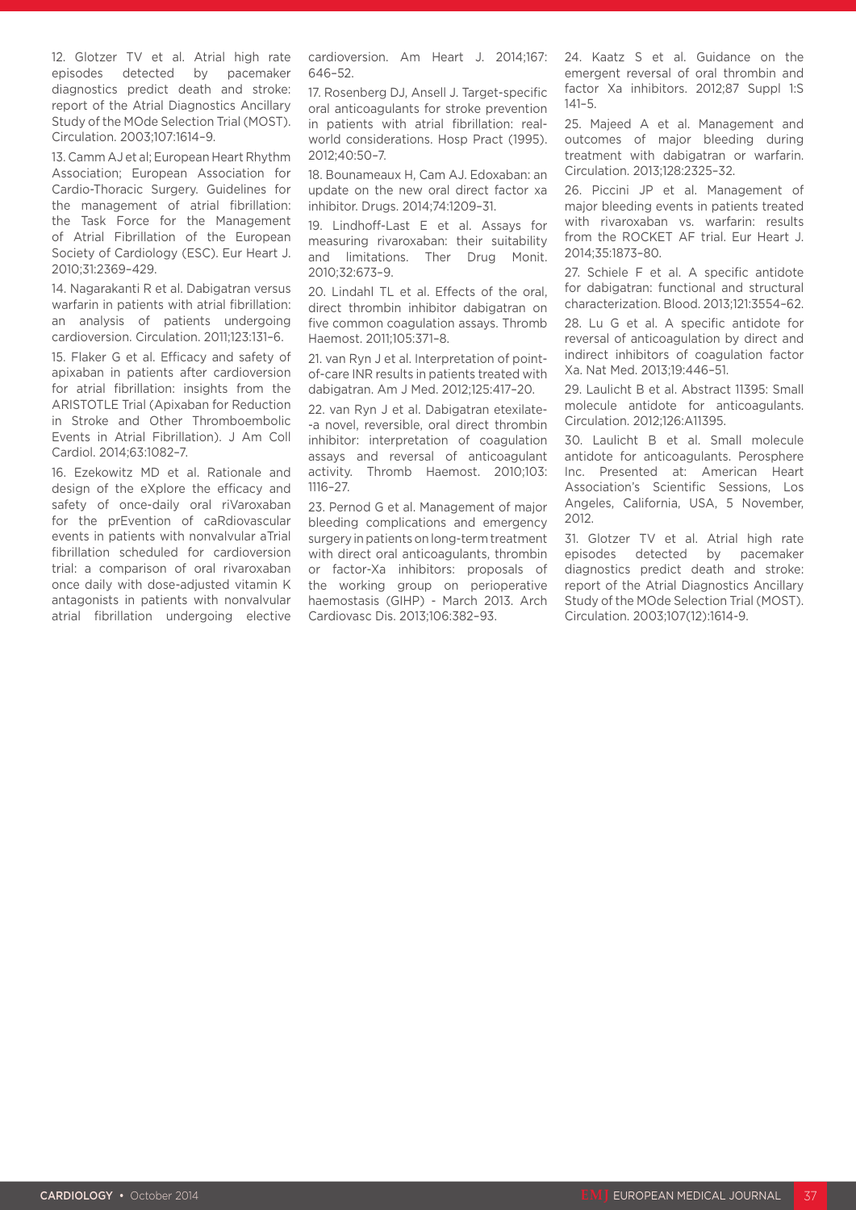12. Glotzer TV et al. Atrial high rate episodes detected by pacemaker diagnostics predict death and stroke: report of the Atrial Diagnostics Ancillary Study of the MOde Selection Trial (MOST). Circulation. 2003;107:1614–9.

13. Camm AJ et al; European Heart Rhythm Association; European Association for Cardio-Thoracic Surgery. Guidelines for the management of atrial fibrillation: the Task Force for the Management of Atrial Fibrillation of the European Society of Cardiology (ESC). Eur Heart J. 2010;31:2369–429.

14. Nagarakanti R et al. Dabigatran versus warfarin in patients with atrial fibrillation: an analysis of patients undergoing cardioversion. Circulation. 2011;123:131–6.

15. Flaker G et al. Efficacy and safety of apixaban in patients after cardioversion for atrial fibrillation: insights from the ARISTOTLE Trial (Apixaban for Reduction in Stroke and Other Thromboembolic Events in Atrial Fibrillation). J Am Coll Cardiol. 2014;63:1082–7.

16. Ezekowitz MD et al. Rationale and design of the eXplore the efficacy and safety of once-daily oral riVaroxaban for the prEvention of caRdiovascular events in patients with nonvalvular aTrial fibrillation scheduled for cardioversion trial: a comparison of oral rivaroxaban once daily with dose-adjusted vitamin K antagonists in patients with nonvalvular atrial fibrillation undergoing elective cardioversion. Am Heart J. 2014;167: 646–52.

17. Rosenberg DJ, Ansell J. Target-specific oral anticoagulants for stroke prevention in patients with atrial fibrillation: real-world considerations. Hosp Pract (1995). 2012;40:50–7.

18. Bounameaux H, Cam AJ. Edoxaban: an update on the new oral direct factor xa inhibitor. Drugs. 2014;74:1209–31.

19. Lindhoff-Last E et al. Assays for measuring rivaroxaban: their suitability and limitations. Ther Drug Monit. 2010;32:673–9.

20. Lindahl TL et al. Effects of the oral, direct thrombin inhibitor dabigatran on five common coagulation assays. Thromb Haemost. 2011;105:371–8.

21. van Ryn J et al. Interpretation of point-of-care INR results in patients treated with dabigatran. Am J Med. 2012;125:417–20.

22. van Ryn J et al. Dabigatran etexilate--a novel, reversible, oral direct thrombin inhibitor: interpretation of coagulation assays and reversal of anticoagulant activity. Thromb Haemost. 2010;103: 1116–27.

23. Pernod G et al. Management of major bleeding complications and emergency surgery in patients on long-term treatment with direct oral anticoagulants, thrombin or factor-Xa inhibitors: proposals of the working group on perioperative haemostasis (GIHP) - March 2013. Arch Cardiovasc Dis. 2013;106:382–93.

24. Kaatz S et al. Guidance on the emergent reversal of oral thrombin and factor Xa inhibitors. 2012;87 Suppl 1:S 141–5.

25. Majeed A et al. Management and outcomes of major bleeding during treatment with dabigatran or warfarin. Circulation. 2013;128:2325–32.

26. Piccini JP et al. Management of major bleeding events in patients treated with rivaroxaban vs. warfarin: results from the ROCKET AF trial. Eur Heart J. 2014;35:1873–80.

27. Schiele F et al. A specific antidote for dabigatran: functional and structural characterization. Blood. 2013;121:3554–62.

28. Lu G et al. A specific antidote for reversal of anticoagulation by direct and indirect inhibitors of coagulation factor Xa. Nat Med. 2013;19:446–51.

29. Laulicht B et al. Abstract 11395: Small molecule antidote for anticoagulants. Circulation. 2012;126:A11395.

30. Laulicht B et al. Small molecule antidote for anticoagulants. Perosphere Inc. Presented at: American Heart Association's Scientific Sessions, Los Angeles, California, USA, 5 November, 2012.

31. Glotzer TV et al. Atrial high rate episodes detected by pacemaker diagnostics predict death and stroke: report of the Atrial Diagnostics Ancillary Study of the MOde Selection Trial (MOST). Circulation. 2003;107(12):1614-9.